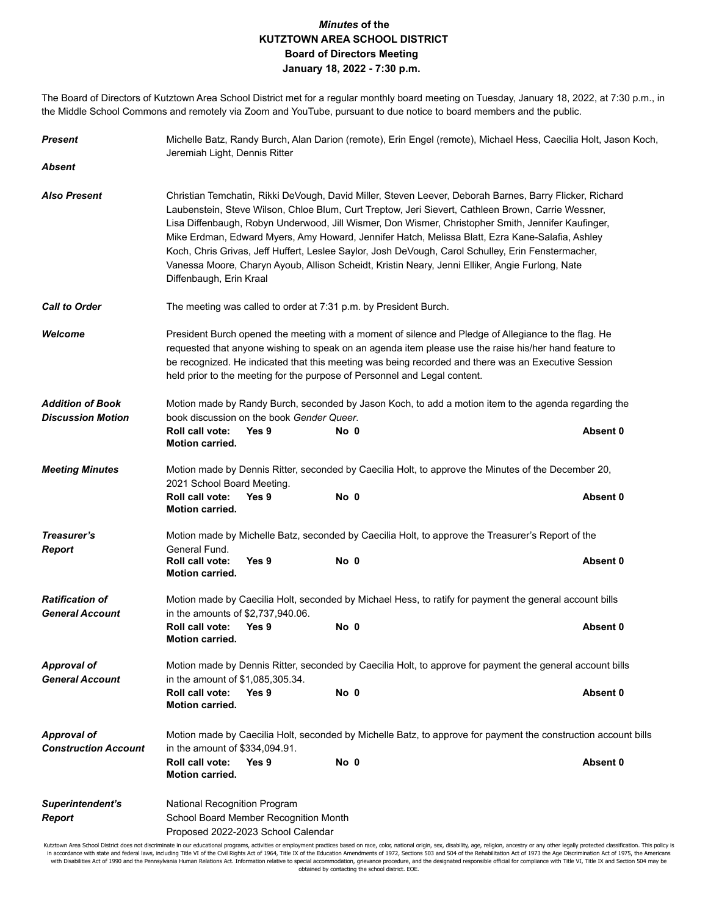# *Minutes* of the KUTZTOWN AREA SCHOOL DISTRICT Board of Directors Meeting January 18, 2022 - 7:30 p.m.

The Board of Directors of Kutztown Area School District met for a regular monthly board meeting on Tuesday, January 18, 2022, at 7:30 p.m., in the Middle School Commons and remotely via Zoom and YouTube, pursuant to due notice to board members and the public.

***Present*** Michelle Batz, Randy Burch, Alan Darion (remote), Erin Engel (remote), Michael Hess, Caecilia Holt, Jason Koch, Jeremiah Light, Dennis Ritter

***Absent***

***Also Present*** Christian Temchatin, Rikki DeVough, David Miller, Steven Leever, Deborah Barnes, Barry Flicker, Richard Laubenstein, Steve Wilson, Chloe Blum, Curt Treptow, Jeri Sievert, Cathleen Brown, Carrie Wessner, Lisa Diffenbaugh, Robyn Underwood, Jill Wismer, Don Wismer, Christopher Smith, Jennifer Kaufinger, Mike Erdman, Edward Myers, Amy Howard, Jennifer Hatch, Melissa Blatt, Ezra Kane-Salafia, Ashley Koch, Chris Grivas, Jeff Huffert, Leslee Saylor, Josh DeVough, Carol Schulley, Erin Fenstermacher, Vanessa Moore, Charyn Ayoub, Allison Scheidt, Kristin Neary, Jenni Elliker, Angie Furlong, Nate Diffenbaugh, Erin Kraal

***Call to Order*** The meeting was called to order at 7:31 p.m. by President Burch.

***Welcome*** President Burch opened the meeting with a moment of silence and Pledge of Allegiance to the flag. He requested that anyone wishing to speak on an agenda item please use the raise his/her hand feature to be recognized. He indicated that this meeting was being recorded and there was an Executive Session held prior to the meeting for the purpose of Personnel and Legal content.

***Addition of Book Discussion Motion*** Motion made by Randy Burch, seconded by Jason Koch, to add a motion item to the agenda regarding the book discussion on the book *Gender Queer*.
**Roll call vote: Yes 9 No 0 Absent 0**
**Motion carried.**

***Meeting Minutes*** Motion made by Dennis Ritter, seconded by Caecilia Holt, to approve the Minutes of the December 20, 2021 School Board Meeting.
**Roll call vote: Yes 9 No 0 Absent 0**
**Motion carried.**

***Treasurer's Report*** Motion made by Michelle Batz, seconded by Caecilia Holt, to approve the Treasurer's Report of the General Fund.
**Roll call vote: Yes 9 No 0 Absent 0**
**Motion carried.**

***Ratification of General Account*** Motion made by Caecilia Holt, seconded by Michael Hess, to ratify for payment the general account bills in the amounts of $2,737,940.06.
**Roll call vote: Yes 9 No 0 Absent 0**
**Motion carried.**

***Approval of General Account*** Motion made by Dennis Ritter, seconded by Caecilia Holt, to approve for payment the general account bills in the amount of $1,085,305.34.
**Roll call vote: Yes 9 No 0 Absent 0**
**Motion carried.**

***Approval of Construction Account*** Motion made by Caecilia Holt, seconded by Michelle Batz, to approve for payment the construction account bills in the amount of $334,094.91.
**Roll call vote: Yes 9 No 0 Absent 0**
**Motion carried.**

***Superintendent's Report***
National Recognition Program
School Board Member Recognition Month
Proposed 2022-2023 School Calendar

Kutztown Area School District does not discriminate in our educational programs, activities or employment practices based on race, color, national origin, sex, disability, age, religion, ancestry or any other legally protected classification. This policy is in accordance with state and federal laws, including Title VI of the Civil Rights Act of 1964, Title IX of the Education Amendments of 1972, Sections 503 and 504 of the Rehabilitation Act of 1973 the Age Discrimination Act of 1975, the Americans with Disabilities Act of 1990 and the Pennsylvania Human Relations Act. Information relative to special accommodation, grievance procedure, and the designated responsible official for compliance with Title VI, Title IX and Section 504 may be obtained by contacting the school district. EOE.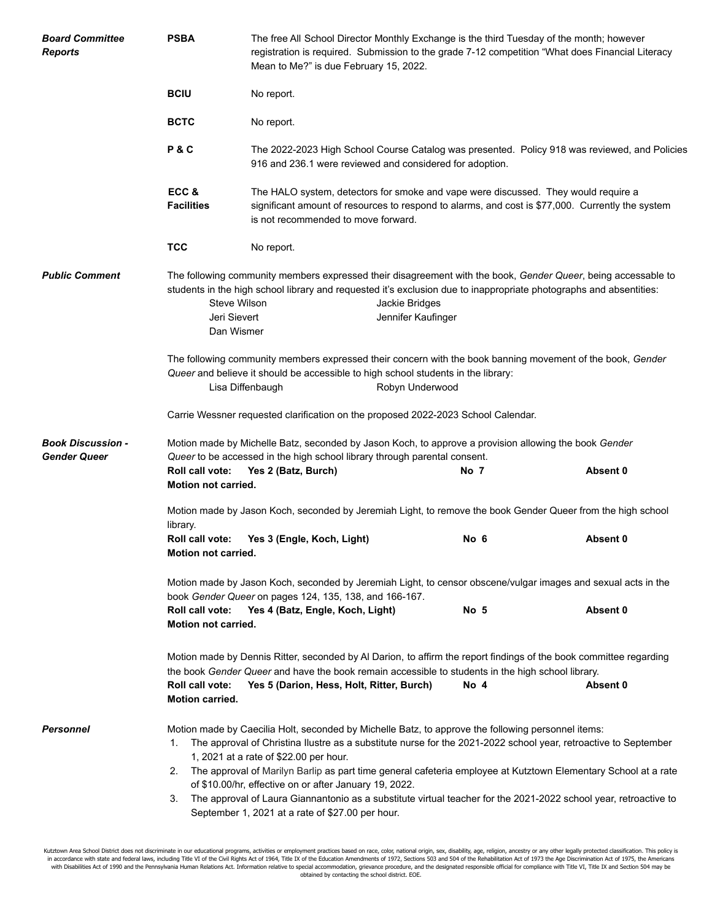***Board Committee Reports***

**PSBA** — The free All School Director Monthly Exchange is the third Tuesday of the month; however registration is required. Submission to the grade 7-12 competition "What does Financial Literacy Mean to Me?" is due February 15, 2022.

**BCIU** — No report.

**BCTC** — No report.

**P & C** — The 2022-2023 High School Course Catalog was presented. Policy 918 was reviewed, and Policies 916 and 236.1 were reviewed and considered for adoption.

**ECC & Facilities** — The HALO system, detectors for smoke and vape were discussed. They would require a significant amount of resources to respond to alarms, and cost is $77,000. Currently the system is not recommended to move forward.

**TCC** — No report.

***Public Comment***

The following community members expressed their disagreement with the book, *Gender Queer*, being accessable to students in the high school library and requested it's exclusion due to inappropriate photographs and absentities:

- Steve Wilson
- Jackie Bridges
- Jeri Sievert
- Jennifer Kaufinger
- Dan Wismer

The following community members expressed their concern with the book banning movement of the book, *Gender Queer* and believe it should be accessible to high school students in the library:

- Lisa Diffenbaugh
- Robyn Underwood

Carrie Wessner requested clarification on the proposed 2022-2023 School Calendar.

***Book Discussion - Gender Queer***

Motion made by Michelle Batz, seconded by Jason Koch, to approve a provision allowing the book *Gender Queer* to be accessed in the high school library through parental consent.
**Roll call vote: Yes 2 (Batz, Burch) No 7 Absent 0**
**Motion not carried.**

Motion made by Jason Koch, seconded by Jeremiah Light, to remove the book Gender Queer from the high school library.
**Roll call vote: Yes 3 (Engle, Koch, Light) No 6 Absent 0**
**Motion not carried.**

Motion made by Jason Koch, seconded by Jeremiah Light, to censor obscene/vulgar images and sexual acts in the book *Gender Queer* on pages 124, 135, 138, and 166-167.
**Roll call vote: Yes 4 (Batz, Engle, Koch, Light) No 5 Absent 0**
**Motion not carried.**

Motion made by Dennis Ritter, seconded by Al Darion, to affirm the report findings of the book committee regarding the book *Gender Queer* and have the book remain accessible to students in the high school library.
**Roll call vote: Yes 5 (Darion, Hess, Holt, Ritter, Burch) No 4 Absent 0**
**Motion carried.**

***Personnel***

Motion made by Caecilia Holt, seconded by Michelle Batz, to approve the following personnel items:

1. The approval of Christina Ilustre as a substitute nurse for the 2021-2022 school year, retroactive to September 1, 2021 at a rate of $22.00 per hour.
2. The approval of Marilyn Barlip as part time general cafeteria employee at Kutztown Elementary School at a rate of $10.00/hr, effective on or after January 19, 2022.
3. The approval of Laura Giannantonio as a substitute virtual teacher for the 2021-2022 school year, retroactive to September 1, 2021 at a rate of $27.00 per hour.

Kutztown Area School District does not discriminate in our educational programs, activities or employment practices based on race, color, national origin, sex, disability, age, religion, ancestry or any other legally protected classification. This policy is in accordance with state and federal laws, including Title VI of the Civil Rights Act of 1964, Title IX of the Education Amendments of 1972, Sections 503 and 504 of the Rehabilitation Act of 1973 the Age Discrimination Act of 1975, the Americans with Disabilities Act of 1990 and the Pennsylvania Human Relations Act. Information relative to special accommodation, grievance procedure, and the designated responsible official for compliance with Title VI, Title IX and Section 504 may be obtained by contacting the school district. EOE.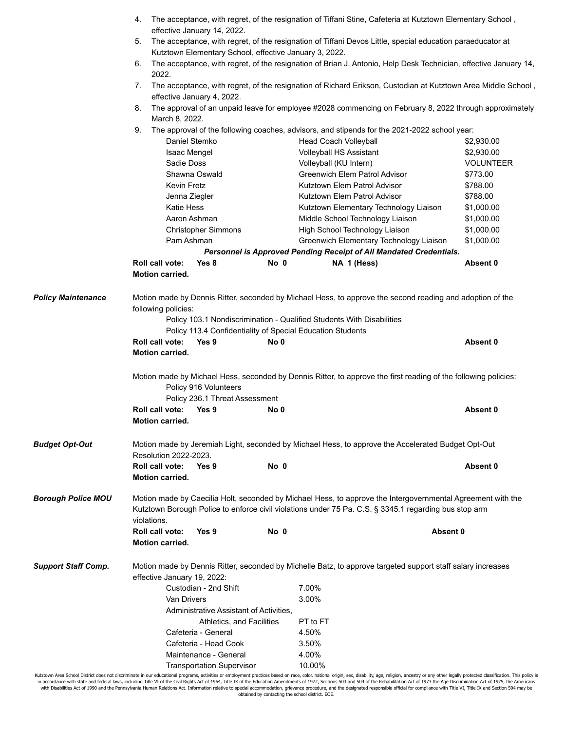4. The acceptance, with regret, of the resignation of Tiffani Stine, Cafeteria at Kutztown Elementary School , effective January 14, 2022.
5. The acceptance, with regret, of the resignation of Tiffani Devos Little, special education paraeducator at Kutztown Elementary School, effective January 3, 2022.
6. The acceptance, with regret, of the resignation of Brian J. Antonio, Help Desk Technician, effective January 14, 2022.
7. The acceptance, with regret, of the resignation of Richard Erikson, Custodian at Kutztown Area Middle School , effective January 4, 2022.
8. The approval of an unpaid leave for employee #2028 commencing on February 8, 2022 through approximately March 8, 2022.
9. The approval of the following coaches, advisors, and stipends for the 2021-2022 school year:

| | | |
|---|---|---|
| Daniel Stemko | Head Coach Volleyball | $2,930.00 |
| Isaac Mengel | Volleyball HS Assistant | $2,930.00 |
| Sadie Doss | Volleyball (KU Intern) | VOLUNTEER |
| Shawna Oswald | Greenwich Elem Patrol Advisor | $773.00 |
| Kevin Fretz | Kutztown Elem Patrol Advisor | $788.00 |
| Jenna Ziegler | Kutztown Elem Patrol Advisor | $788.00 |
| Katie Hess | Kutztown Elementary Technology Liaison | $1,000.00 |
| Aaron Ashman | Middle School Technology Liaison | $1,000.00 |
| Christopher Simmons | High School Technology Liaison | $1,000.00 |
| Pam Ashman | Greenwich Elementary Technology Liaison | $1,000.00 |

***Personnel is Approved Pending Receipt of All Mandated Credentials.***

**Roll call vote: Yes 8 No 0 NA 1 (Hess) Absent 0**
**Motion carried.**

***Policy Maintenance***

Motion made by Dennis Ritter, seconded by Michael Hess, to approve the second reading and adoption of the following policies:

Policy 103.1 Nondiscrimination - Qualified Students With Disabilities
Policy 113.4 Confidentiality of Special Education Students

**Roll call vote: Yes 9 No 0 Absent 0**
**Motion carried.**

Motion made by Michael Hess, seconded by Dennis Ritter, to approve the first reading of the following policies:

Policy 916 Volunteers
Policy 236.1 Threat Assessment

**Roll call vote: Yes 9 No 0 Absent 0**
**Motion carried.**

***Budget Opt-Out***

Motion made by Jeremiah Light, seconded by Michael Hess, to approve the Accelerated Budget Opt-Out Resolution 2022-2023.

**Roll call vote: Yes 9 No 0 Absent 0**
**Motion carried.**

***Borough Police MOU***

Motion made by Caecilia Holt, seconded by Michael Hess, to approve the Intergovernmental Agreement with the Kutztown Borough Police to enforce civil violations under 75 Pa. C.S. § 3345.1 regarding bus stop arm violations.

**Roll call vote: Yes 9 No 0 Absent 0**
**Motion carried.**

***Support Staff Comp.***

Motion made by Dennis Ritter, seconded by Michelle Batz, to approve targeted support staff salary increases effective January 19, 2022:

| | |
|---|---|
| Custodian - 2nd Shift | 7.00% |
| Van Drivers | 3.00% |
| Administrative Assistant of Activities, Athletics, and Facilities | PT to FT |
| Cafeteria - General | 4.50% |
| Cafeteria - Head Cook | 3.50% |
| Maintenance - General | 4.00% |
| Transportation Supervisor | 10.00% |

Kutztown Area School District does not discriminate in our educational programs, activities or employment practices based on race, color, national origin, sex, disability, age, religion, ancestry or any other legally protected classification. This policy is in accordance with state and federal laws, including Title VI of the Civil Rights Act of 1964, Title IX of the Education Amendments of 1972, Sections 503 and 504 of the Rehabilitation Act of 1973 the Age Discrimination Act of 1975, the Americans with Disabilities Act of 1990 and the Pennsylvania Human Relations Act. Information relative to special accommodation, grievance procedure, and the designated responsible official for compliance with Title VI, Title IX and Section 504 may be obtained by contacting the school district. EOE.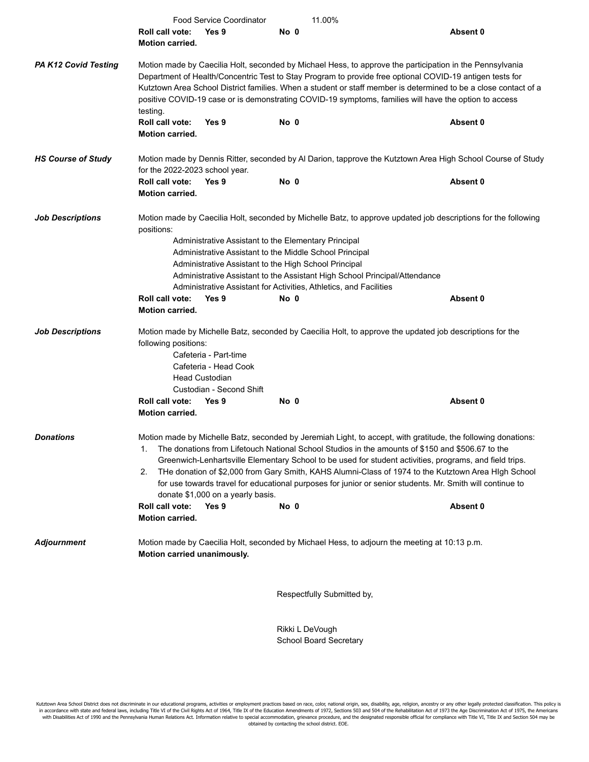Food Service Coordinator 11.00%

**Roll call vote: Yes 9 No 0 Absent 0**
**Motion carried.**

***PA K12 Covid Testing***

Motion made by Caecilia Holt, seconded by Michael Hess, to approve the participation in the Pennsylvania Department of Health/Concentric Test to Stay Program to provide free optional COVID-19 antigen tests for Kutztown Area School District families. When a student or staff member is determined to be a close contact of a positive COVID-19 case or is demonstrating COVID-19 symptoms, families will have the option to access testing.

**Roll call vote: Yes 9 No 0 Absent 0**
**Motion carried.**

***HS Course of Study***

Motion made by Dennis Ritter, seconded by Al Darion, tapprove the Kutztown Area High School Course of Study for the 2022-2023 school year.

**Roll call vote: Yes 9 No 0 Absent 0**
**Motion carried.**

***Job Descriptions***

Motion made by Caecilia Holt, seconded by Michelle Batz, to approve updated job descriptions for the following positions:

- Administrative Assistant to the Elementary Principal
- Administrative Assistant to the Middle School Principal
- Administrative Assistant to the High School Principal
- Administrative Assistant to the Assistant High School Principal/Attendance
- Administrative Assistant for Activities, Athletics, and Facilities

**Roll call vote: Yes 9 No 0 Absent 0**
**Motion carried.**

***Job Descriptions***

Motion made by Michelle Batz, seconded by Caecilia Holt, to approve the updated job descriptions for the following positions:

- Cafeteria - Part-time
- Cafeteria - Head Cook
- Head Custodian
- Custodian - Second Shift

**Roll call vote: Yes 9 No 0 Absent 0**
**Motion carried.**

***Donations***

Motion made by Michelle Batz, seconded by Jeremiah Light, to accept, with gratitude, the following donations:

1. The donations from Lifetouch National School Studios in the amounts of $150 and $506.67 to the Greenwich-Lenhartsville Elementary School to be used for student activities, programs, and field trips.
2. THe donation of $2,000 from Gary Smith, KAHS Alumni-Class of 1974 to the Kutztown Area HIgh School for use towards travel for educational purposes for junior or senior students. Mr. Smith will continue to donate $1,000 on a yearly basis.

**Roll call vote: Yes 9 No 0 Absent 0**
**Motion carried.**

***Adjournment***

Motion made by Caecilia Holt, seconded by Michael Hess, to adjourn the meeting at 10:13 p.m.
**Motion carried unanimously.**

Respectfully Submitted by,

Rikki L DeVough
School Board Secretary

Kutztown Area School District does not discriminate in our educational programs, activities or employment practices based on race, color, national origin, sex, disability, age, religion, ancestry or any other legally protected classification. This policy is in accordance with state and federal laws, including Title VI of the Civil Rights Act of 1964, Title IX of the Education Amendments of 1972, Sections 503 and 504 of the Rehabilitation Act of 1973 the Age Discrimination Act of 1975, the Americans with Disabilities Act of 1990 and the Pennsylvania Human Relations Act. Information relative to special accommodation, grievance procedure, and the designated responsible official for compliance with Title VI, Title IX and Section 504 may be obtained by contacting the school district. EOE.